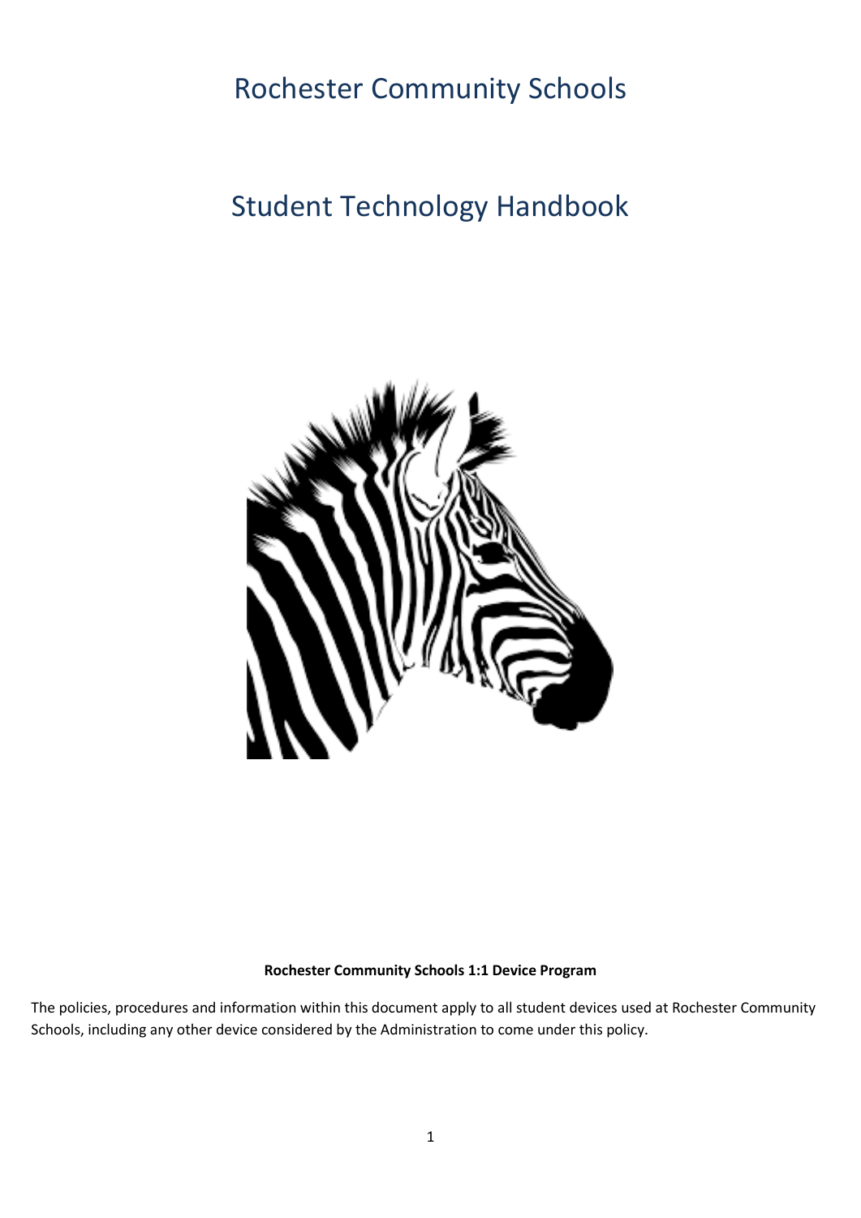# Rochester Community Schools

# Student Technology Handbook

**Rochester Community Schools 1:1 Device Program**

The policies, procedures and information within this document apply to all student devices used at Rochester Community Schools, including any other device considered by the Administration to come under this policy.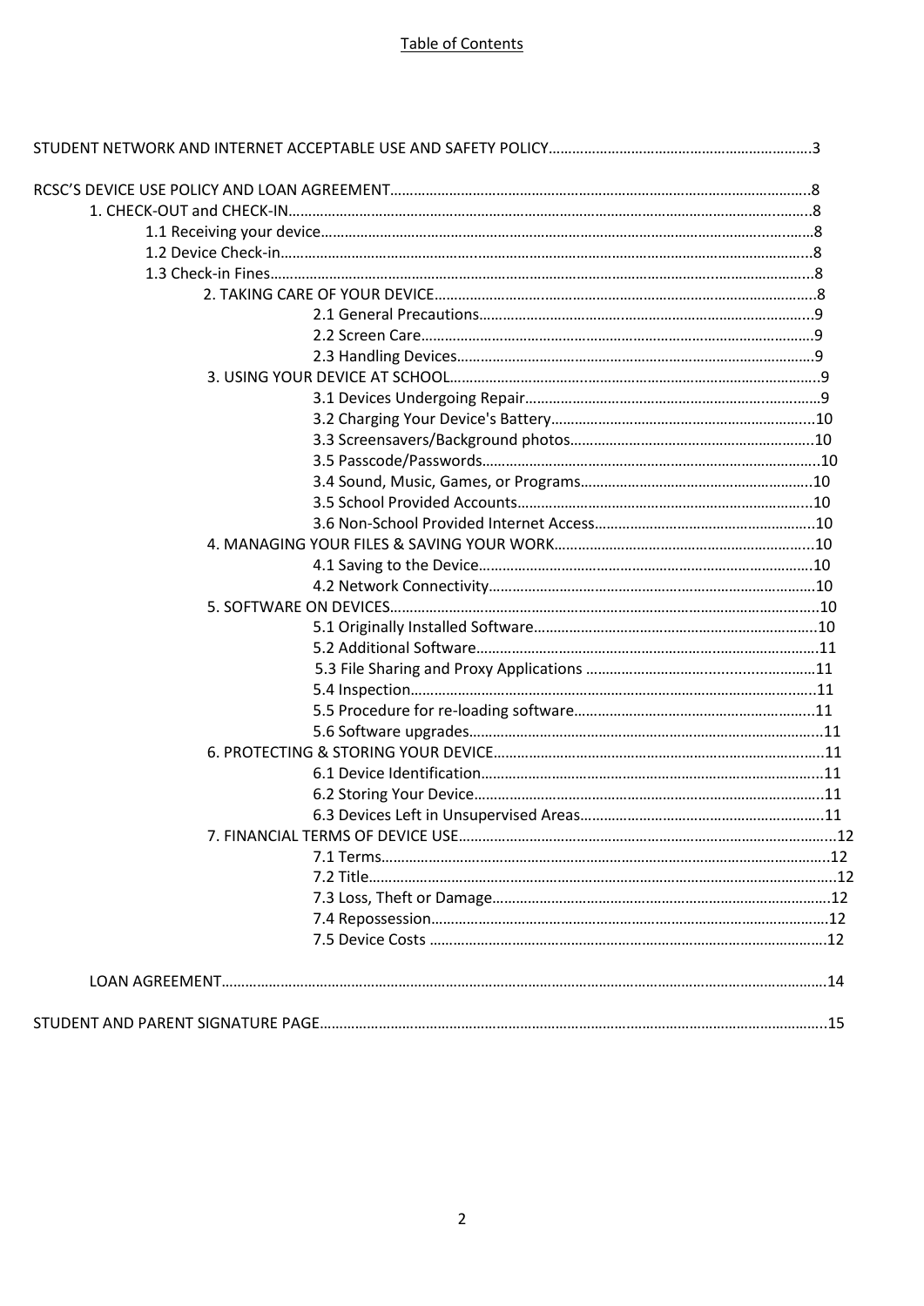Table of Contents

STUDENT NETWORK AND INTERNET ACCEPTABLE USE AND SAFETY POLICY....................................................................3

RCSC'S DEVICE USE POLICY AND LOAN AGREEMENT.............................................................................................................8

- 1. CHECK-OUT and CHECK-IN......................................................................................................................................8
  - 1.1 Receiving your device...........................................................................................................................8
  - 1.2 Device Check-in.......................................................................................................................................8
  - 1.3 Check-in Fines..........................................................................................................................................8
- 2. TAKING CARE OF YOUR DEVICE.................................................................................................8
  - 2.1 General Precautions....................................................................................9
  - 2.2 Screen Care.....................................................................................................9
  - 2.3 Handling Devices...........................................................................................9
- 3. USING YOUR DEVICE AT SCHOOL..............................................................................................9
  - 3.1 Devices Undergoing Repair...........................................................................9
  - 3.2 Charging Your Device's Battery...................................................................10
  - 3.3 Screensavers/Background photos..............................................................10
  - 3.5 Passcode/Passwords.....................................................................................10
  - 3.4 Sound, Music, Games, or Programs...........................................................10
  - 3.5 School Provided Accounts...........................................................................10
  - 3.6 Non-School Provided Internet Access........................................................10
- 4. MANAGING YOUR FILES & SAVING YOUR WORK..................................................................10
  - 4.1 Saving to the Device.....................................................................................10
  - 4.2 Network Connectivity...................................................................................10
- 5. SOFTWARE ON DEVICES............................................................................................................10
  - 5.1 Originally Installed Software........................................................................10
  - 5.2 Additional Software.......................................................................................11
  - 5.3 File Sharing and Proxy Applications ..........................................................11
  - 5.4 Inspection.......................................................................................................11
  - 5.5 Procedure for re-loading software.............................................................11
  - 5.6 Software upgrades.........................................................................................11
- 6. PROTECTING & STORING YOUR DEVICE...................................................................................11
  - 6.1 Device Identification.......................................................................................11
  - 6.2 Storing Your Device........................................................................................11
  - 6.3 Devices Left in Unsupervised Areas.............................................................11
- 7. FINANCIAL TERMS OF DEVICE USE..............................................................................................12
  - 7.1 Terms..................................................................................................................12
  - 7.2 Title......................................................................................................................12
  - 7.3 Loss, Theft or Damage......................................................................................12
  - 7.4 Repossession.....................................................................................................12
  - 7.5 Device Costs ....................................................................................................12

LOAN AGREEMENT.........................................................................................................................................................14

STUDENT AND PARENT SIGNATURE PAGE...............................................................................................................15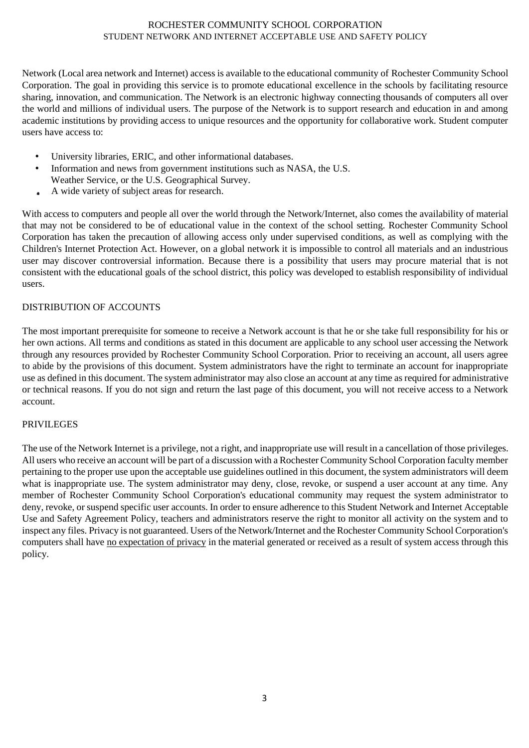ROCHESTER COMMUNITY SCHOOL CORPORATION
STUDENT NETWORK AND INTERNET ACCEPTABLE USE AND SAFETY POLICY

Network (Local area network and Internet) access is available to the educational community of Rochester Community School Corporation. The goal in providing this service is to promote educational excellence in the schools by facilitating resource sharing, innovation, and communication. The Network is an electronic highway connecting thousands of computers all over the world and millions of individual users. The purpose of the Network is to support research and education in and among academic institutions by providing access to unique resources and the opportunity for collaborative work. Student computer users have access to:

- University libraries, ERIC, and other informational databases.
- Information and news from government institutions such as NASA, the U.S. Weather Service, or the U.S. Geographical Survey.
- A wide variety of subject areas for research.

With access to computers and people all over the world through the Network/Internet, also comes the availability of material that may not be considered to be of educational value in the context of the school setting. Rochester Community School Corporation has taken the precaution of allowing access only under supervised conditions, as well as complying with the Children's Internet Protection Act. However, on a global network it is impossible to control all materials and an industrious user may discover controversial information. Because there is a possibility that users may procure material that is not consistent with the educational goals of the school district, this policy was developed to establish responsibility of individual users.

## DISTRIBUTION OF ACCOUNTS

The most important prerequisite for someone to receive a Network account is that he or she take full responsibility for his or her own actions. All terms and conditions as stated in this document are applicable to any school user accessing the Network through any resources provided by Rochester Community School Corporation. Prior to receiving an account, all users agree to abide by the provisions of this document. System administrators have the right to terminate an account for inappropriate use as defined in this document. The system administrator may also close an account at any time as required for administrative or technical reasons. If you do not sign and return the last page of this document, you will not receive access to a Network account.

## PRIVILEGES

The use of the Network Internet is a privilege, not a right, and inappropriate use will result in a cancellation of those privileges. All users who receive an account will be part of a discussion with a Rochester Community School Corporation faculty member pertaining to the proper use upon the acceptable use guidelines outlined in this document, the system administrators will deem what is inappropriate use. The system administrator may deny, close, revoke, or suspend a user account at any time. Any member of Rochester Community School Corporation's educational community may request the system administrator to deny, revoke, or suspend specific user accounts. In order to ensure adherence to this Student Network and Internet Acceptable Use and Safety Agreement Policy, teachers and administrators reserve the right to monitor all activity on the system and to inspect any files. Privacy is not guaranteed. Users of the Network/Internet and the Rochester Community School Corporation's computers shall have no expectation of privacy in the material generated or received as a result of system access through this policy.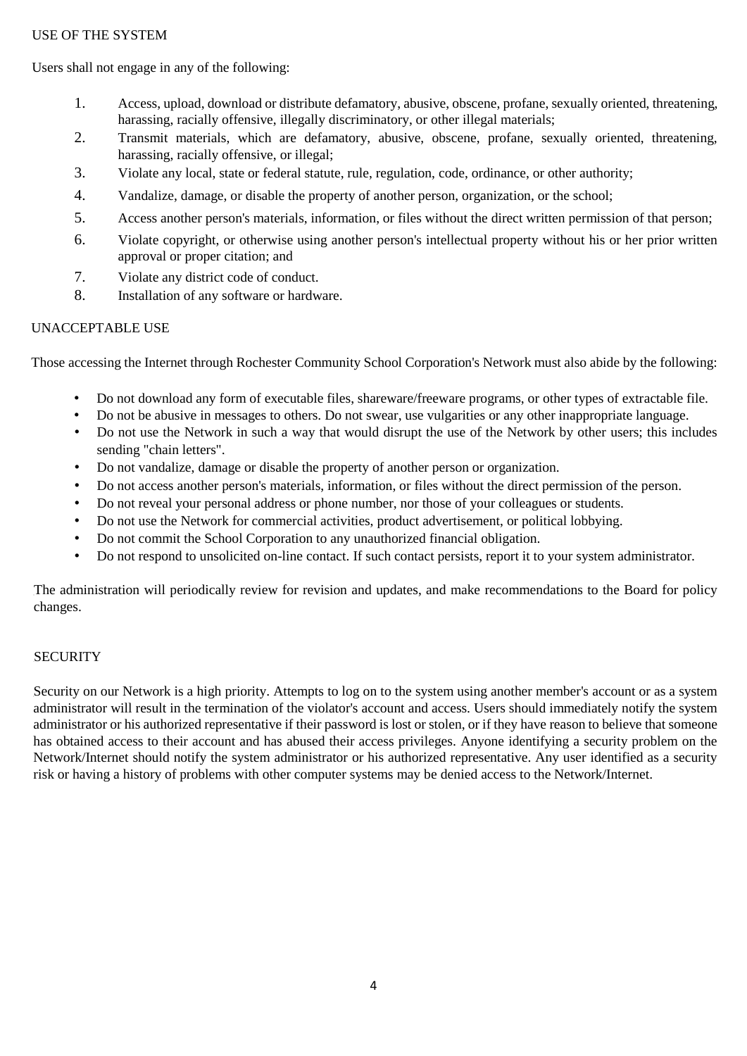## USE OF THE SYSTEM

Users shall not engage in any of the following:

1. Access, upload, download or distribute defamatory, abusive, obscene, profane, sexually oriented, threatening, harassing, racially offensive, illegally discriminatory, or other illegal materials;
2. Transmit materials, which are defamatory, abusive, obscene, profane, sexually oriented, threatening, harassing, racially offensive, or illegal;
3. Violate any local, state or federal statute, rule, regulation, code, ordinance, or other authority;
4. Vandalize, damage, or disable the property of another person, organization, or the school;
5. Access another person's materials, information, or files without the direct written permission of that person;
6. Violate copyright, or otherwise using another person's intellectual property without his or her prior written approval or proper citation; and
7. Violate any district code of conduct.
8. Installation of any software or hardware.

## UNACCEPTABLE USE

Those accessing the Internet through Rochester Community School Corporation's Network must also abide by the following:

- Do not download any form of executable files, shareware/freeware programs, or other types of extractable file.
- Do not be abusive in messages to others. Do not swear, use vulgarities or any other inappropriate language.
- Do not use the Network in such a way that would disrupt the use of the Network by other users; this includes sending "chain letters".
- Do not vandalize, damage or disable the property of another person or organization.
- Do not access another person's materials, information, or files without the direct permission of the person.
- Do not reveal your personal address or phone number, nor those of your colleagues or students.
- Do not use the Network for commercial activities, product advertisement, or political lobbying.
- Do not commit the School Corporation to any unauthorized financial obligation.
- Do not respond to unsolicited on-line contact. If such contact persists, report it to your system administrator.

The administration will periodically review for revision and updates, and make recommendations to the Board for policy changes.

## SECURITY

Security on our Network is a high priority. Attempts to log on to the system using another member's account or as a system administrator will result in the termination of the violator's account and access. Users should immediately notify the system administrator or his authorized representative if their password is lost or stolen, or if they have reason to believe that someone has obtained access to their account and has abused their access privileges. Anyone identifying a security problem on the Network/Internet should notify the system administrator or his authorized representative. Any user identified as a security risk or having a history of problems with other computer systems may be denied access to the Network/Internet.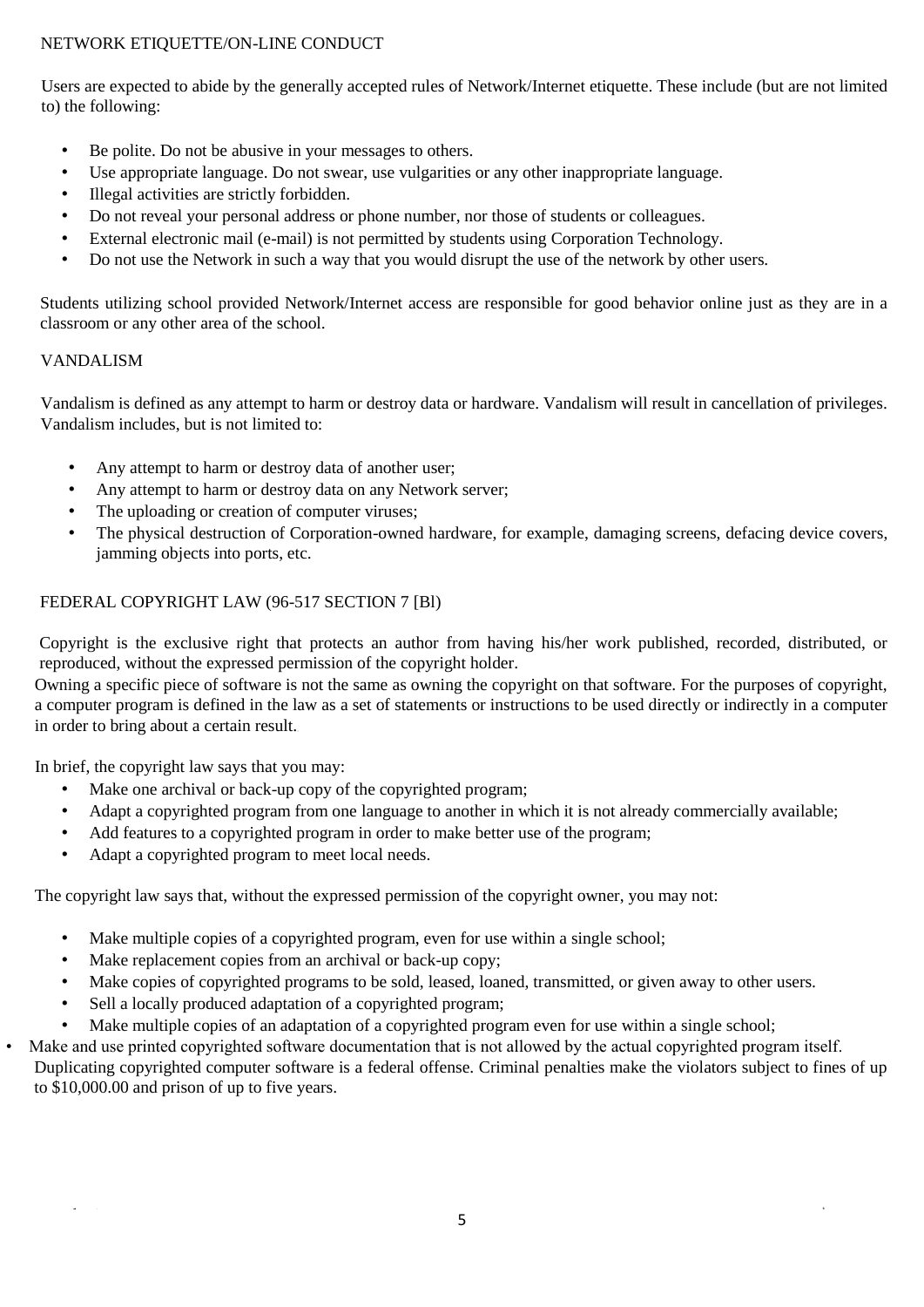## NETWORK ETIQUETTE/ON-LINE CONDUCT

Users are expected to abide by the generally accepted rules of Network/Internet etiquette. These include (but are not limited to) the following:

- Be polite. Do not be abusive in your messages to others.
- Use appropriate language. Do not swear, use vulgarities or any other inappropriate language.
- Illegal activities are strictly forbidden.
- Do not reveal your personal address or phone number, nor those of students or colleagues.
- External electronic mail (e-mail) is not permitted by students using Corporation Technology.
- Do not use the Network in such a way that you would disrupt the use of the network by other users.

Students utilizing school provided Network/Internet access are responsible for good behavior online just as they are in a classroom or any other area of the school.

## VANDALISM

Vandalism is defined as any attempt to harm or destroy data or hardware. Vandalism will result in cancellation of privileges. Vandalism includes, but is not limited to:

- Any attempt to harm or destroy data of another user;
- Any attempt to harm or destroy data on any Network server;
- The uploading or creation of computer viruses;
- The physical destruction of Corporation-owned hardware, for example, damaging screens, defacing device covers, jamming objects into ports, etc.

## FEDERAL COPYRIGHT LAW (96-517 SECTION 7 [Bl)

Copyright is the exclusive right that protects an author from having his/her work published, recorded, distributed, or reproduced, without the expressed permission of the copyright holder.

Owning a specific piece of software is not the same as owning the copyright on that software. For the purposes of copyright, a computer program is defined in the law as a set of statements or instructions to be used directly or indirectly in a computer in order to bring about a certain result.

In brief, the copyright law says that you may:

- Make one archival or back-up copy of the copyrighted program;
- Adapt a copyrighted program from one language to another in which it is not already commercially available;
- Add features to a copyrighted program in order to make better use of the program;
- Adapt a copyrighted program to meet local needs.

The copyright law says that, without the expressed permission of the copyright owner, you may not:

- Make multiple copies of a copyrighted program, even for use within a single school;
- Make replacement copies from an archival or back-up copy;
- Make copies of copyrighted programs to be sold, leased, loaned, transmitted, or given away to other users.
- Sell a locally produced adaptation of a copyrighted program;
- Make multiple copies of an adaptation of a copyrighted program even for use within a single school;
- Make and use printed copyrighted software documentation that is not allowed by the actual copyrighted program itself.

Duplicating copyrighted computer software is a federal offense. Criminal penalties make the violators subject to fines of up to $10,000.00 and prison of up to five years.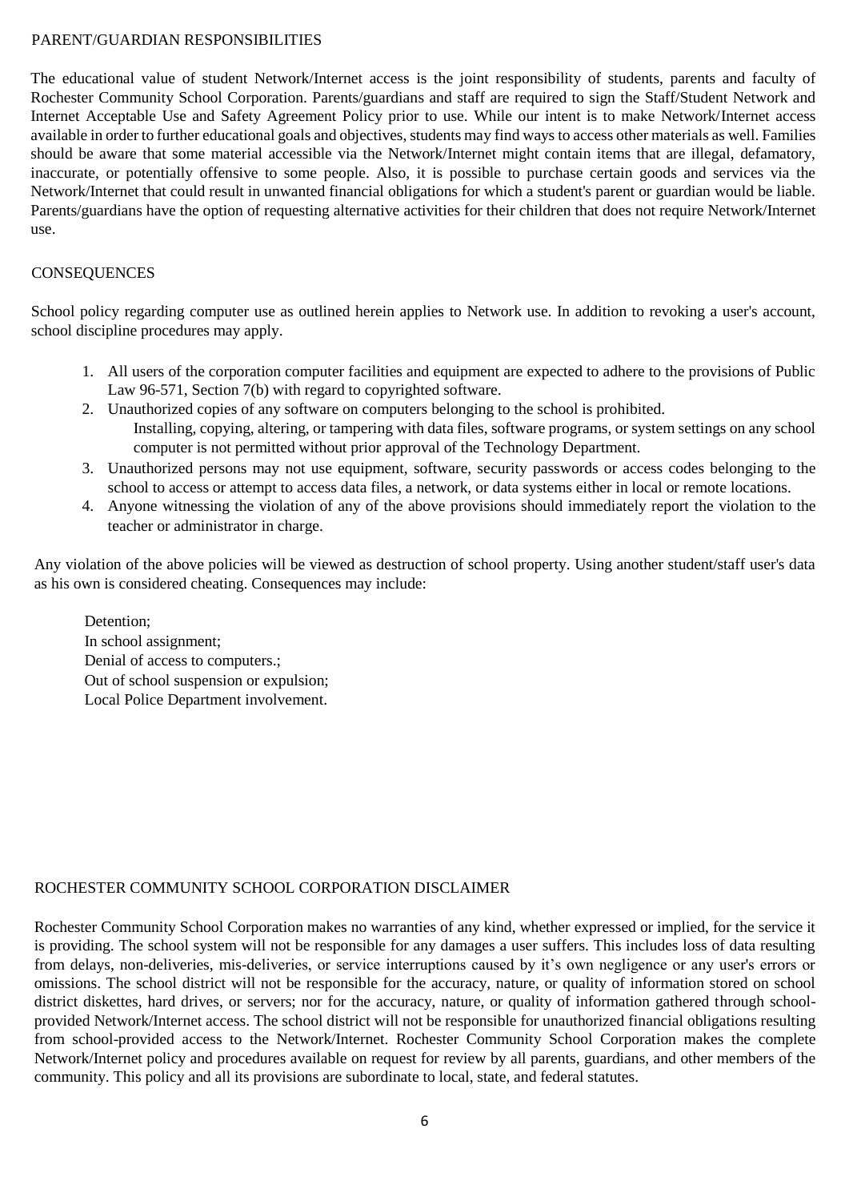## PARENT/GUARDIAN RESPONSIBILITIES

The educational value of student Network/Internet access is the joint responsibility of students, parents and faculty of Rochester Community School Corporation. Parents/guardians and staff are required to sign the Staff/Student Network and Internet Acceptable Use and Safety Agreement Policy prior to use. While our intent is to make Network/Internet access available in order to further educational goals and objectives, students may find ways to access other materials as well. Families should be aware that some material accessible via the Network/Internet might contain items that are illegal, defamatory, inaccurate, or potentially offensive to some people. Also, it is possible to purchase certain goods and services via the Network/Internet that could result in unwanted financial obligations for which a student's parent or guardian would be liable. Parents/guardians have the option of requesting alternative activities for their children that does not require Network/Internet use.

## CONSEQUENCES

School policy regarding computer use as outlined herein applies to Network use. In addition to revoking a user's account, school discipline procedures may apply.

1. All users of the corporation computer facilities and equipment are expected to adhere to the provisions of Public Law 96-571, Section 7(b) with regard to copyrighted software.
2. Unauthorized copies of any software on computers belonging to the school is prohibited.
   Installing, copying, altering, or tampering with data files, software programs, or system settings on any school computer is not permitted without prior approval of the Technology Department.
3. Unauthorized persons may not use equipment, software, security passwords or access codes belonging to the school to access or attempt to access data files, a network, or data systems either in local or remote locations.
4. Anyone witnessing the violation of any of the above provisions should immediately report the violation to the teacher or administrator in charge.

Any violation of the above policies will be viewed as destruction of school property. Using another student/staff user's data as his own is considered cheating. Consequences may include:

Detention;
In school assignment;
Denial of access to computers.;
Out of school suspension or expulsion;
Local Police Department involvement.

## ROCHESTER COMMUNITY SCHOOL CORPORATION DISCLAIMER

Rochester Community School Corporation makes no warranties of any kind, whether expressed or implied, for the service it is providing. The school system will not be responsible for any damages a user suffers. This includes loss of data resulting from delays, non-deliveries, mis-deliveries, or service interruptions caused by it's own negligence or any user's errors or omissions. The school district will not be responsible for the accuracy, nature, or quality of information stored on school district diskettes, hard drives, or servers; nor for the accuracy, nature, or quality of information gathered through school-provided Network/Internet access. The school district will not be responsible for unauthorized financial obligations resulting from school-provided access to the Network/Internet. Rochester Community School Corporation makes the complete Network/Internet policy and procedures available on request for review by all parents, guardians, and other members of the community. This policy and all its provisions are subordinate to local, state, and federal statutes.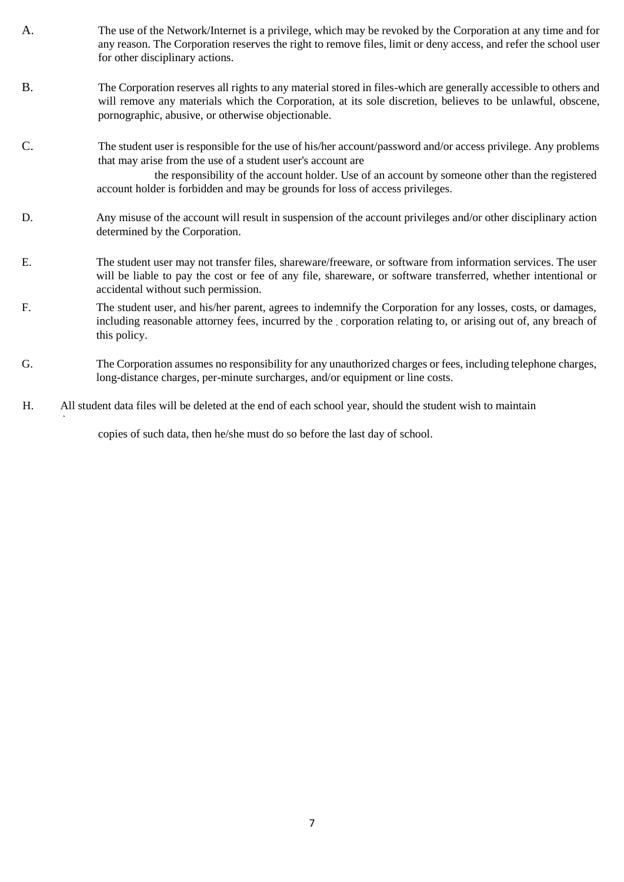A. The use of the Network/Internet is a privilege, which may be revoked by the Corporation at any time and for any reason. The Corporation reserves the right to remove files, limit or deny access, and refer the school user for other disciplinary actions.

B. The Corporation reserves all rights to any material stored in files-which are generally accessible to others and will remove any materials which the Corporation, at its sole discretion, believes to be unlawful, obscene, pornographic, abusive, or otherwise objectionable.

C. The student user is responsible for the use of his/her account/password and/or access privilege. Any problems that may arise from the use of a student user's account are the responsibility of the account holder. Use of an account by someone other than the registered account holder is forbidden and may be grounds for loss of access privileges.

D. Any misuse of the account will result in suspension of the account privileges and/or other disciplinary action determined by the Corporation.

E. The student user may not transfer files, shareware/freeware, or software from information services. The user will be liable to pay the cost or fee of any file, shareware, or software transferred, whether intentional or accidental without such permission.

F. The student user, and his/her parent, agrees to indemnify the Corporation for any losses, costs, or damages, including reasonable attorney fees, incurred by the corporation relating to, or arising out of, any breach of this policy.

G. The Corporation assumes no responsibility for any unauthorized charges or fees, including telephone charges, long-distance charges, per-minute surcharges, and/or equipment or line costs.

H. All student data files will be deleted at the end of each school year, should the student wish to maintain copies of such data, then he/she must do so before the last day of school.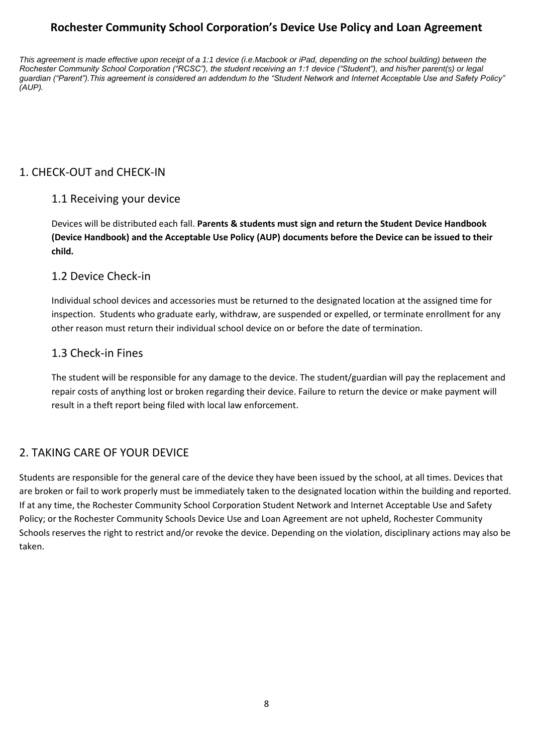# Rochester Community School Corporation's Device Use Policy and Loan Agreement

*This agreement is made effective upon receipt of a 1:1 device (i.e.Macbook or iPad, depending on the school building) between the Rochester Community School Corporation ("RCSC"), the student receiving an 1:1 device ("Student"), and his/her parent(s) or legal guardian ("Parent").This agreement is considered an addendum to the "Student Network and Internet Acceptable Use and Safety Policy" (AUP).*

## 1. CHECK-OUT and CHECK-IN

### 1.1 Receiving your device

Devices will be distributed each fall. **Parents & students must sign and return the Student Device Handbook (Device Handbook) and the Acceptable Use Policy (AUP) documents before the Device can be issued to their child.**

### 1.2 Device Check-in

Individual school devices and accessories must be returned to the designated location at the assigned time for inspection. Students who graduate early, withdraw, are suspended or expelled, or terminate enrollment for any other reason must return their individual school device on or before the date of termination.

### 1.3 Check-in Fines

The student will be responsible for any damage to the device. The student/guardian will pay the replacement and repair costs of anything lost or broken regarding their device. Failure to return the device or make payment will result in a theft report being filed with local law enforcement.

## 2. TAKING CARE OF YOUR DEVICE

Students are responsible for the general care of the device they have been issued by the school, at all times. Devices that are broken or fail to work properly must be immediately taken to the designated location within the building and reported. If at any time, the Rochester Community School Corporation Student Network and Internet Acceptable Use and Safety Policy; or the Rochester Community Schools Device Use and Loan Agreement are not upheld, Rochester Community Schools reserves the right to restrict and/or revoke the device. Depending on the violation, disciplinary actions may also be taken.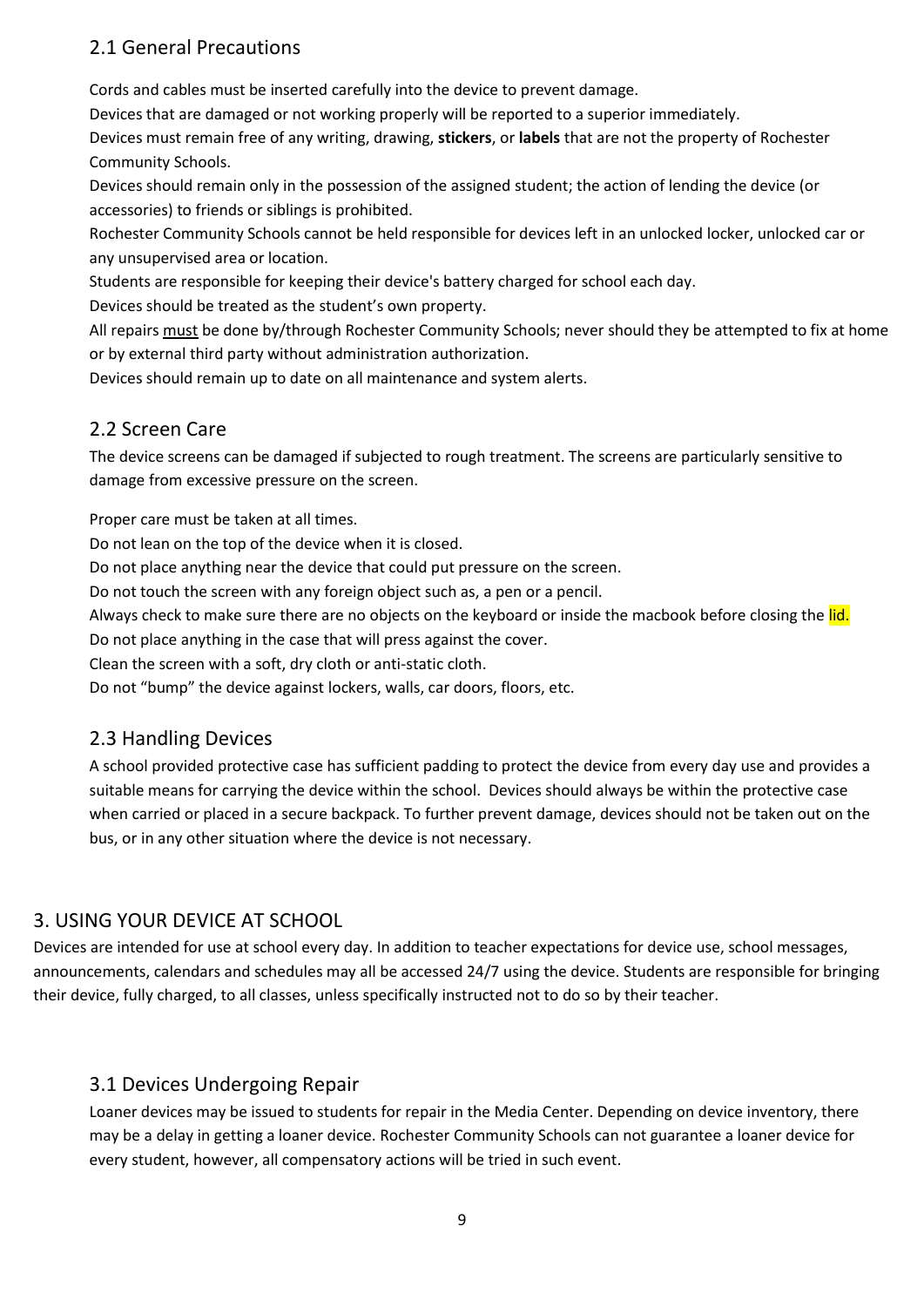## 2.1 General Precautions

Cords and cables must be inserted carefully into the device to prevent damage.

Devices that are damaged or not working properly will be reported to a superior immediately.

Devices must remain free of any writing, drawing, **stickers**, or **labels** that are not the property of Rochester Community Schools.

Devices should remain only in the possession of the assigned student; the action of lending the device (or accessories) to friends or siblings is prohibited.

Rochester Community Schools cannot be held responsible for devices left in an unlocked locker, unlocked car or any unsupervised area or location.

Students are responsible for keeping their device's battery charged for school each day.

Devices should be treated as the student's own property.

All repairs <u>must</u> be done by/through Rochester Community Schools; never should they be attempted to fix at home or by external third party without administration authorization.

Devices should remain up to date on all maintenance and system alerts.

## 2.2 Screen Care

The device screens can be damaged if subjected to rough treatment. The screens are particularly sensitive to damage from excessive pressure on the screen.

Proper care must be taken at all times.

Do not lean on the top of the device when it is closed.

Do not place anything near the device that could put pressure on the screen.

Do not touch the screen with any foreign object such as, a pen or a pencil.

Always check to make sure there are no objects on the keyboard or inside the macbook before closing the lid.

Do not place anything in the case that will press against the cover.

Clean the screen with a soft, dry cloth or anti-static cloth.

Do not "bump" the device against lockers, walls, car doors, floors, etc.

## 2.3 Handling Devices

A school provided protective case has sufficient padding to protect the device from every day use and provides a suitable means for carrying the device within the school. Devices should always be within the protective case when carried or placed in a secure backpack. To further prevent damage, devices should not be taken out on the bus, or in any other situation where the device is not necessary.

# 3. USING YOUR DEVICE AT SCHOOL

Devices are intended for use at school every day. In addition to teacher expectations for device use, school messages, announcements, calendars and schedules may all be accessed 24/7 using the device. Students are responsible for bringing their device, fully charged, to all classes, unless specifically instructed not to do so by their teacher.

## 3.1 Devices Undergoing Repair

Loaner devices may be issued to students for repair in the Media Center. Depending on device inventory, there may be a delay in getting a loaner device. Rochester Community Schools can not guarantee a loaner device for every student, however, all compensatory actions will be tried in such event.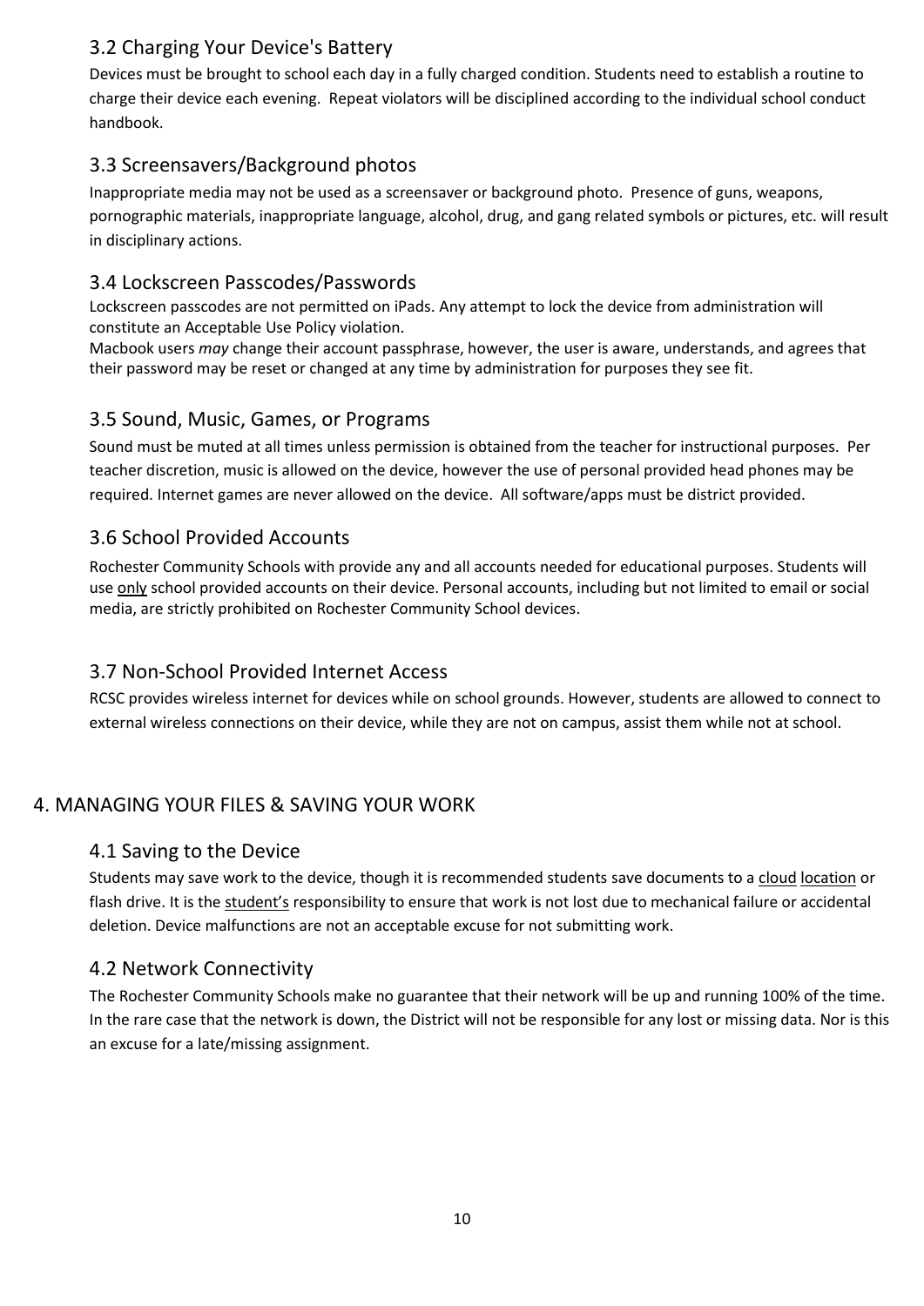### 3.2 Charging Your Device's Battery

Devices must be brought to school each day in a fully charged condition. Students need to establish a routine to charge their device each evening. Repeat violators will be disciplined according to the individual school conduct handbook.

### 3.3 Screensavers/Background photos

Inappropriate media may not be used as a screensaver or background photo. Presence of guns, weapons, pornographic materials, inappropriate language, alcohol, drug, and gang related symbols or pictures, etc. will result in disciplinary actions.

### 3.4 Lockscreen Passcodes/Passwords

Lockscreen passcodes are not permitted on iPads. Any attempt to lock the device from administration will constitute an Acceptable Use Policy violation.
Macbook users *may* change their account passphrase, however, the user is aware, understands, and agrees that their password may be reset or changed at any time by administration for purposes they see fit.

### 3.5 Sound, Music, Games, or Programs

Sound must be muted at all times unless permission is obtained from the teacher for instructional purposes. Per teacher discretion, music is allowed on the device, however the use of personal provided head phones may be required. Internet games are never allowed on the device. All software/apps must be district provided.

### 3.6 School Provided Accounts

Rochester Community Schools with provide any and all accounts needed for educational purposes. Students will use <u>only</u> school provided accounts on their device. Personal accounts, including but not limited to email or social media, are strictly prohibited on Rochester Community School devices.

### 3.7 Non-School Provided Internet Access

RCSC provides wireless internet for devices while on school grounds. However, students are allowed to connect to external wireless connections on their device, while they are not on campus, assist them while not at school.

## 4. MANAGING YOUR FILES & SAVING YOUR WORK

### 4.1 Saving to the Device

Students may save work to the device, though it is recommended students save documents to a <u>cloud location</u> or flash drive. It is the <u>student's</u> responsibility to ensure that work is not lost due to mechanical failure or accidental deletion. Device malfunctions are not an acceptable excuse for not submitting work.

### 4.2 Network Connectivity

The Rochester Community Schools make no guarantee that their network will be up and running 100% of the time. In the rare case that the network is down, the District will not be responsible for any lost or missing data. Nor is this an excuse for a late/missing assignment.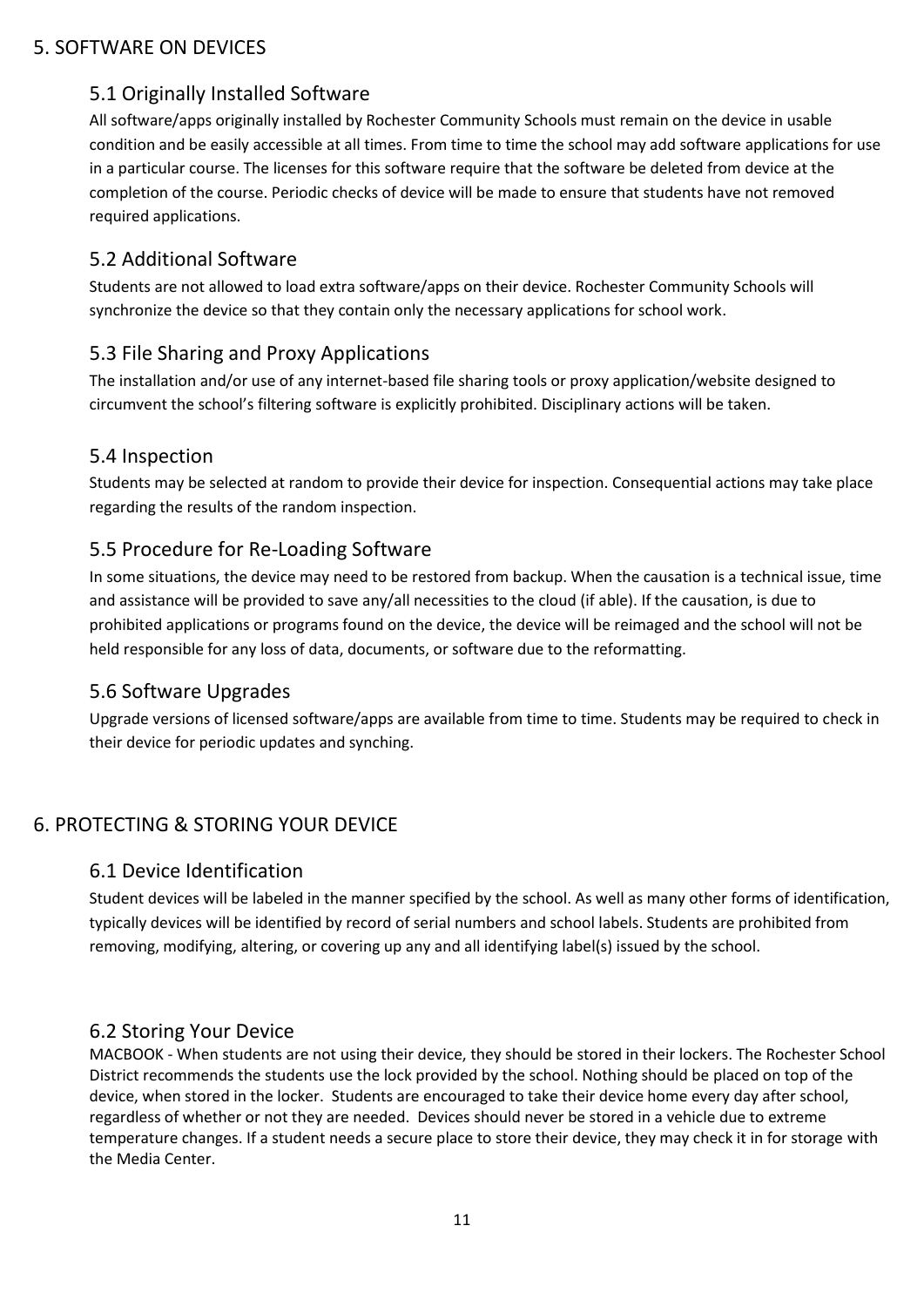## 5. SOFTWARE ON DEVICES

### 5.1 Originally Installed Software

All software/apps originally installed by Rochester Community Schools must remain on the device in usable condition and be easily accessible at all times. From time to time the school may add software applications for use in a particular course. The licenses for this software require that the software be deleted from device at the completion of the course. Periodic checks of device will be made to ensure that students have not removed required applications.

### 5.2 Additional Software

Students are not allowed to load extra software/apps on their device. Rochester Community Schools will synchronize the device so that they contain only the necessary applications for school work.

### 5.3 File Sharing and Proxy Applications

The installation and/or use of any internet-based file sharing tools or proxy application/website designed to circumvent the school's filtering software is explicitly prohibited. Disciplinary actions will be taken.

### 5.4 Inspection

Students may be selected at random to provide their device for inspection. Consequential actions may take place regarding the results of the random inspection.

### 5.5 Procedure for Re-Loading Software

In some situations, the device may need to be restored from backup. When the causation is a technical issue, time and assistance will be provided to save any/all necessities to the cloud (if able). If the causation, is due to prohibited applications or programs found on the device, the device will be reimaged and the school will not be held responsible for any loss of data, documents, or software due to the reformatting.

### 5.6 Software Upgrades

Upgrade versions of licensed software/apps are available from time to time. Students may be required to check in their device for periodic updates and synching.

## 6. PROTECTING & STORING YOUR DEVICE

### 6.1 Device Identification

Student devices will be labeled in the manner specified by the school. As well as many other forms of identification, typically devices will be identified by record of serial numbers and school labels. Students are prohibited from removing, modifying, altering, or covering up any and all identifying label(s) issued by the school.

### 6.2 Storing Your Device

MACBOOK - When students are not using their device, they should be stored in their lockers. The Rochester School District recommends the students use the lock provided by the school. Nothing should be placed on top of the device, when stored in the locker. Students are encouraged to take their device home every day after school, regardless of whether or not they are needed. Devices should never be stored in a vehicle due to extreme temperature changes. If a student needs a secure place to store their device, they may check it in for storage with the Media Center.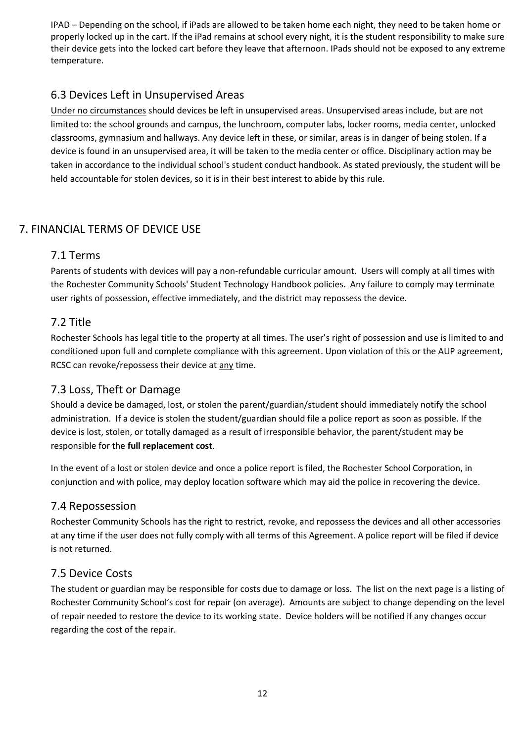IPAD – Depending on the school, if iPads are allowed to be taken home each night, they need to be taken home or properly locked up in the cart. If the iPad remains at school every night, it is the student responsibility to make sure their device gets into the locked cart before they leave that afternoon. IPads should not be exposed to any extreme temperature.

### 6.3 Devices Left in Unsupervised Areas

<u>Under no circumstances</u> should devices be left in unsupervised areas. Unsupervised areas include, but are not limited to: the school grounds and campus, the lunchroom, computer labs, locker rooms, media center, unlocked classrooms, gymnasium and hallways. Any device left in these, or similar, areas is in danger of being stolen. If a device is found in an unsupervised area, it will be taken to the media center or office. Disciplinary action may be taken in accordance to the individual school's student conduct handbook. As stated previously, the student will be held accountable for stolen devices, so it is in their best interest to abide by this rule.

## 7. FINANCIAL TERMS OF DEVICE USE

### 7.1 Terms

Parents of students with devices will pay a non-refundable curricular amount. Users will comply at all times with the Rochester Community Schools' Student Technology Handbook policies. Any failure to comply may terminate user rights of possession, effective immediately, and the district may repossess the device.

### 7.2 Title

Rochester Schools has legal title to the property at all times. The user's right of possession and use is limited to and conditioned upon full and complete compliance with this agreement. Upon violation of this or the AUP agreement, RCSC can revoke/repossess their device at <u>any</u> time.

### 7.3 Loss, Theft or Damage

Should a device be damaged, lost, or stolen the parent/guardian/student should immediately notify the school administration. If a device is stolen the student/guardian should file a police report as soon as possible. If the device is lost, stolen, or totally damaged as a result of irresponsible behavior, the parent/student may be responsible for the **full replacement cost**.

In the event of a lost or stolen device and once a police report is filed, the Rochester School Corporation, in conjunction and with police, may deploy location software which may aid the police in recovering the device.

### 7.4 Repossession

Rochester Community Schools has the right to restrict, revoke, and repossess the devices and all other accessories at any time if the user does not fully comply with all terms of this Agreement. A police report will be filed if device is not returned.

### 7.5 Device Costs

The student or guardian may be responsible for costs due to damage or loss. The list on the next page is a listing of Rochester Community School's cost for repair (on average). Amounts are subject to change depending on the level of repair needed to restore the device to its working state. Device holders will be notified if any changes occur regarding the cost of the repair.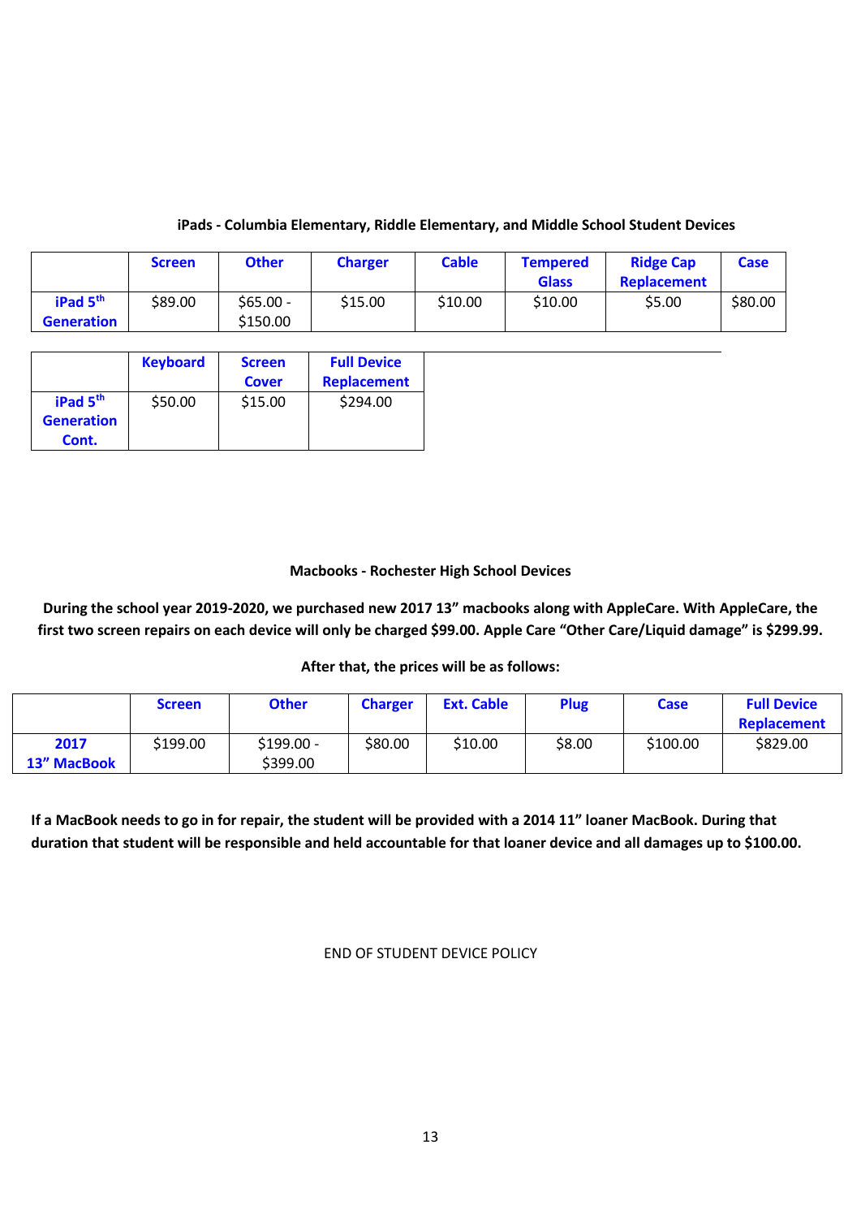**iPads - Columbia Elementary, Riddle Elementary, and Middle School Student Devices**

| | Screen | Other | Charger | Cable | Tempered Glass | Ridge Cap Replacement | Case |
|---|---|---|---|---|---|---|---|
| iPad 5th Generation | $89.00 | $65.00 - $150.00 | $15.00 | $10.00 | $10.00 | $5.00 | $80.00 |

| | Keyboard | Screen Cover | Full Device Replacement |
|---|---|---|---|
| iPad 5th Generation Cont. | $50.00 | $15.00 | $294.00 |

**Macbooks - Rochester High School Devices**

**During the school year 2019-2020, we purchased new 2017 13" macbooks along with AppleCare. With AppleCare, the first two screen repairs on each device will only be charged $99.00. Apple Care "Other Care/Liquid damage" is $299.99.**

**After that, the prices will be as follows:**

| | Screen | Other | Charger | Ext. Cable | Plug | Case | Full Device Replacement |
|---|---|---|---|---|---|---|---|
| 2017 13" MacBook | $199.00 | $199.00 - $399.00 | $80.00 | $10.00 | $8.00 | $100.00 | $829.00 |

**If a MacBook needs to go in for repair, the student will be provided with a 2014 11" loaner MacBook. During that duration that student will be responsible and held accountable for that loaner device and all damages up to $100.00.**

END OF STUDENT DEVICE POLICY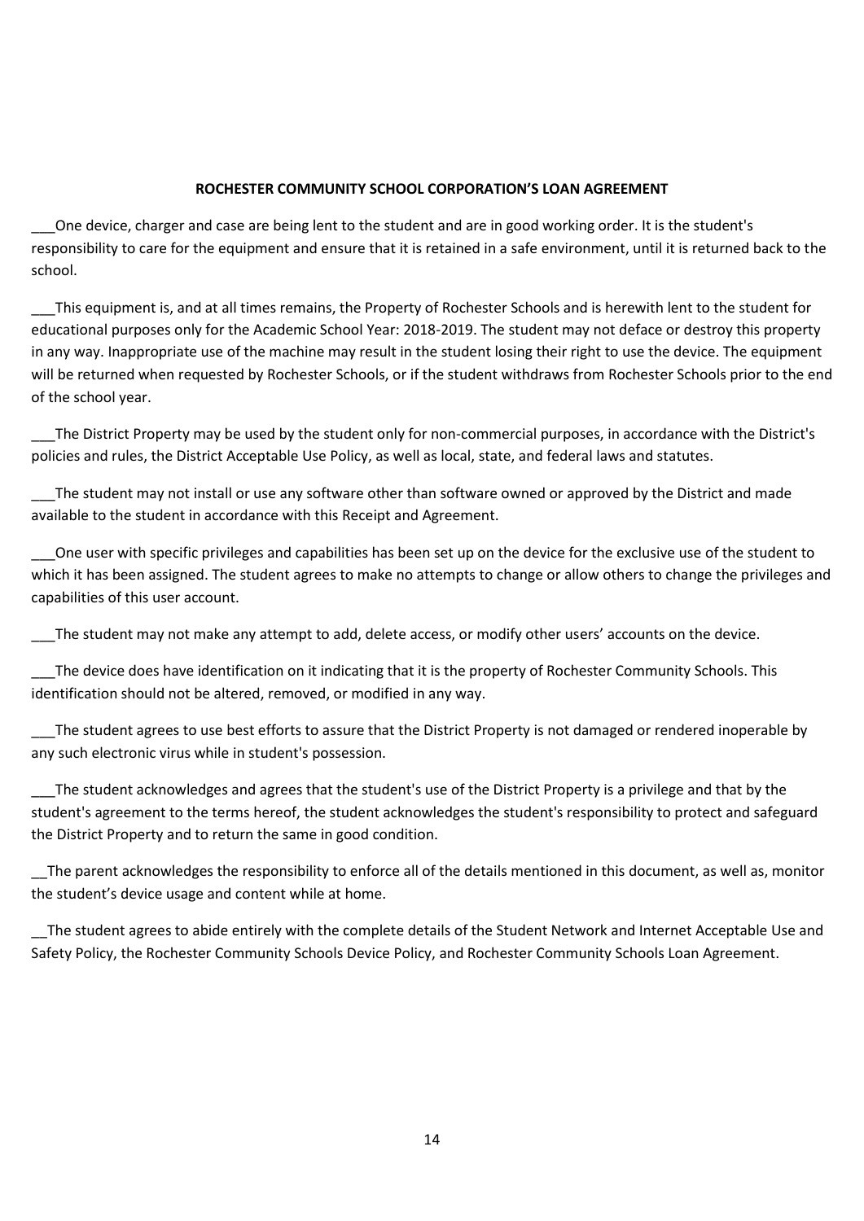**ROCHESTER COMMUNITY SCHOOL CORPORATION'S LOAN AGREEMENT**

___One device, charger and case are being lent to the student and are in good working order. It is the student's responsibility to care for the equipment and ensure that it is retained in a safe environment, until it is returned back to the school.

___This equipment is, and at all times remains, the Property of Rochester Schools and is herewith lent to the student for educational purposes only for the Academic School Year: 2018-2019. The student may not deface or destroy this property in any way. Inappropriate use of the machine may result in the student losing their right to use the device. The equipment will be returned when requested by Rochester Schools, or if the student withdraws from Rochester Schools prior to the end of the school year.

___The District Property may be used by the student only for non-commercial purposes, in accordance with the District's policies and rules, the District Acceptable Use Policy, as well as local, state, and federal laws and statutes.

___The student may not install or use any software other than software owned or approved by the District and made available to the student in accordance with this Receipt and Agreement.

___One user with specific privileges and capabilities has been set up on the device for the exclusive use of the student to which it has been assigned. The student agrees to make no attempts to change or allow others to change the privileges and capabilities of this user account.

___The student may not make any attempt to add, delete access, or modify other users' accounts on the device.

___The device does have identification on it indicating that it is the property of Rochester Community Schools. This identification should not be altered, removed, or modified in any way.

___The student agrees to use best efforts to assure that the District Property is not damaged or rendered inoperable by any such electronic virus while in student's possession.

___The student acknowledges and agrees that the student's use of the District Property is a privilege and that by the student's agreement to the terms hereof, the student acknowledges the student's responsibility to protect and safeguard the District Property and to return the same in good condition.

__The parent acknowledges the responsibility to enforce all of the details mentioned in this document, as well as, monitor the student's device usage and content while at home.

__The student agrees to abide entirely with the complete details of the Student Network and Internet Acceptable Use and Safety Policy, the Rochester Community Schools Device Policy, and Rochester Community Schools Loan Agreement.